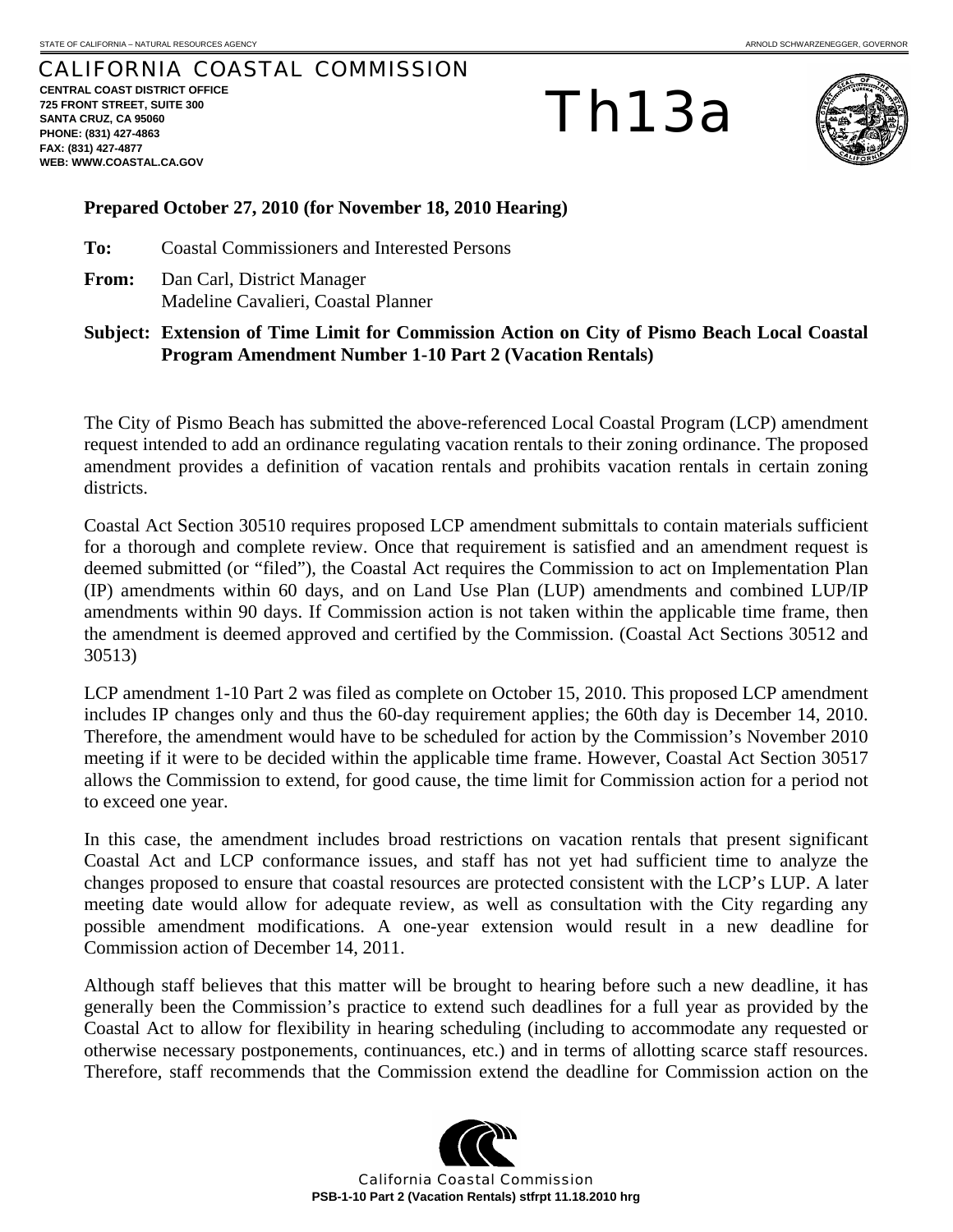STATE OF CALIFORNIA – NATURAL RESOURCES AGENCY ARNOLD SCHWARZENEGGER, GOVERNOR

CALIFORNIA COASTAL COMMISSION
**CENTRAL COAST DISTRICT OFFICE**
**725 FRONT STREET, SUITE 300**
**SANTA CRUZ, CA 95060**
**PHONE: (831) 427-4863**
**FAX: (831) 427-4877**
**WEB: WWW.COASTAL.CA.GOV**

# Th13a

**Prepared October 27, 2010 (for November 18, 2010 Hearing)**

**To:** Coastal Commissioners and Interested Persons

**From:** Dan Carl, District Manager
Madeline Cavalieri, Coastal Planner

**Subject: Extension of Time Limit for Commission Action on City of Pismo Beach Local Coastal Program Amendment Number 1-10 Part 2 (Vacation Rentals)**

The City of Pismo Beach has submitted the above-referenced Local Coastal Program (LCP) amendment request intended to add an ordinance regulating vacation rentals to their zoning ordinance. The proposed amendment provides a definition of vacation rentals and prohibits vacation rentals in certain zoning districts.

Coastal Act Section 30510 requires proposed LCP amendment submittals to contain materials sufficient for a thorough and complete review. Once that requirement is satisfied and an amendment request is deemed submitted (or "filed"), the Coastal Act requires the Commission to act on Implementation Plan (IP) amendments within 60 days, and on Land Use Plan (LUP) amendments and combined LUP/IP amendments within 90 days. If Commission action is not taken within the applicable time frame, then the amendment is deemed approved and certified by the Commission. (Coastal Act Sections 30512 and 30513)

LCP amendment 1-10 Part 2 was filed as complete on October 15, 2010. This proposed LCP amendment includes IP changes only and thus the 60-day requirement applies; the 60th day is December 14, 2010. Therefore, the amendment would have to be scheduled for action by the Commission's November 2010 meeting if it were to be decided within the applicable time frame. However, Coastal Act Section 30517 allows the Commission to extend, for good cause, the time limit for Commission action for a period not to exceed one year.

In this case, the amendment includes broad restrictions on vacation rentals that present significant Coastal Act and LCP conformance issues, and staff has not yet had sufficient time to analyze the changes proposed to ensure that coastal resources are protected consistent with the LCP's LUP. A later meeting date would allow for adequate review, as well as consultation with the City regarding any possible amendment modifications. A one-year extension would result in a new deadline for Commission action of December 14, 2011.

Although staff believes that this matter will be brought to hearing before such a new deadline, it has generally been the Commission's practice to extend such deadlines for a full year as provided by the Coastal Act to allow for flexibility in hearing scheduling (including to accommodate any requested or otherwise necessary postponements, continuances, etc.) and in terms of allotting scarce staff resources. Therefore, staff recommends that the Commission extend the deadline for Commission action on the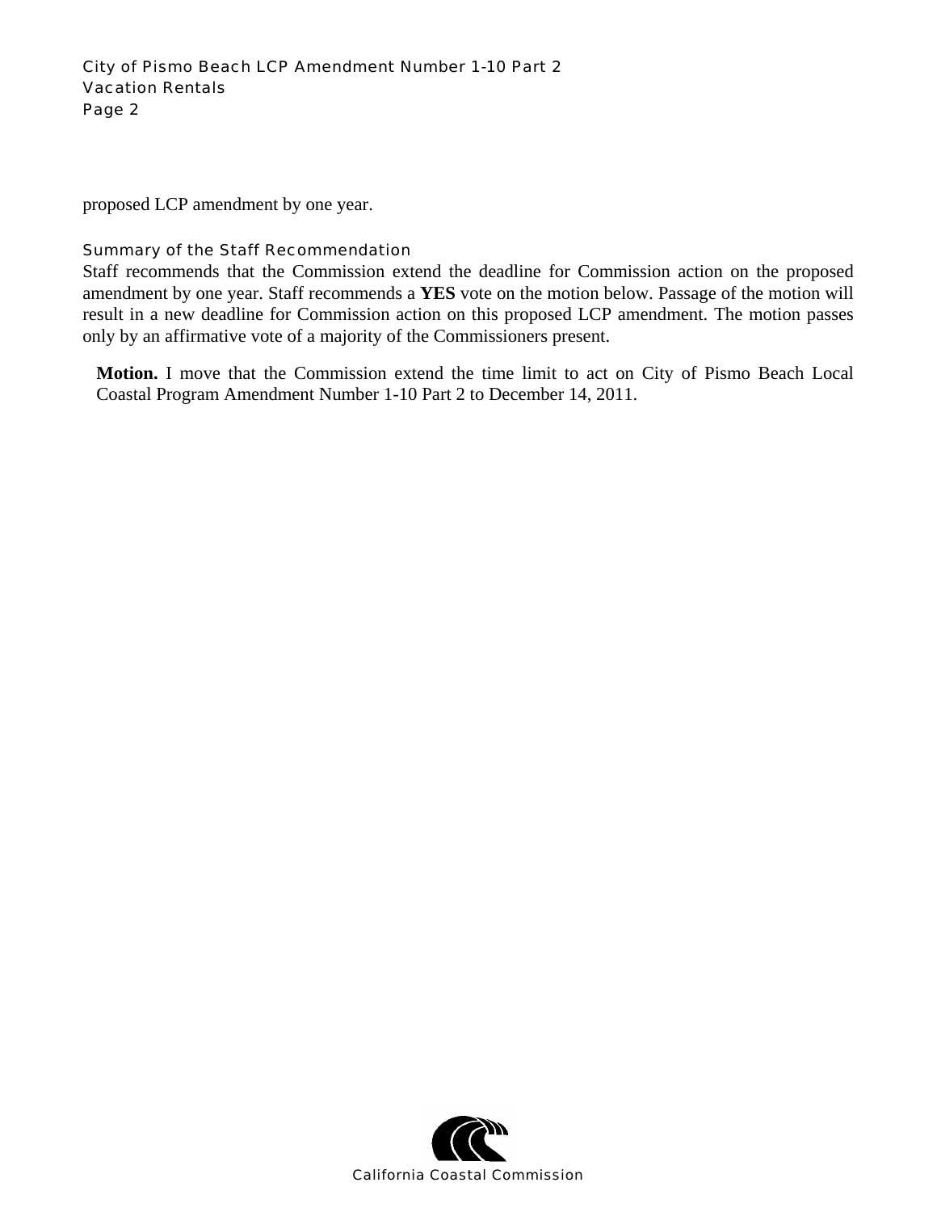proposed LCP amendment by one year.

### Summary of the Staff Recommendation

Staff recommends that the Commission extend the deadline for Commission action on the proposed amendment by one year. Staff recommends a **YES** vote on the motion below. Passage of the motion will result in a new deadline for Commission action on this proposed LCP amendment. The motion passes only by an affirmative vote of a majority of the Commissioners present.

> **Motion.** I move that the Commission extend the time limit to act on City of Pismo Beach Local Coastal Program Amendment Number 1-10 Part 2 to December 14, 2011.